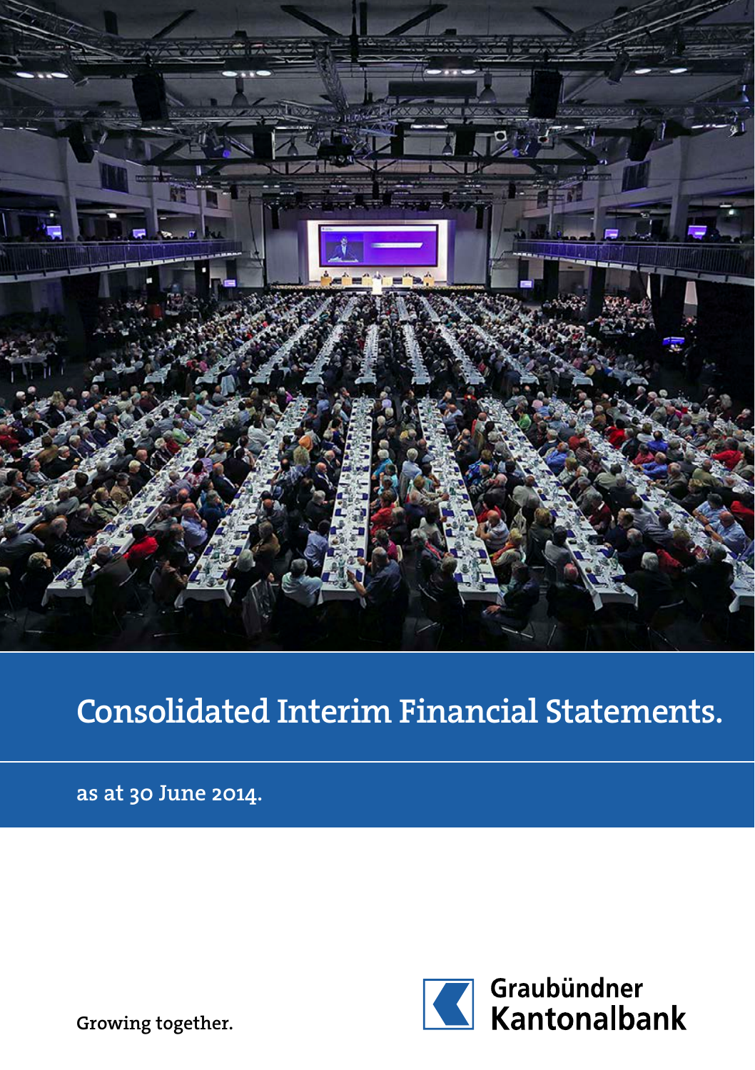# Consolidated Interim Financial Statements.

as at 30 June 2014.

Growing together.

Graubündner Kantonalbank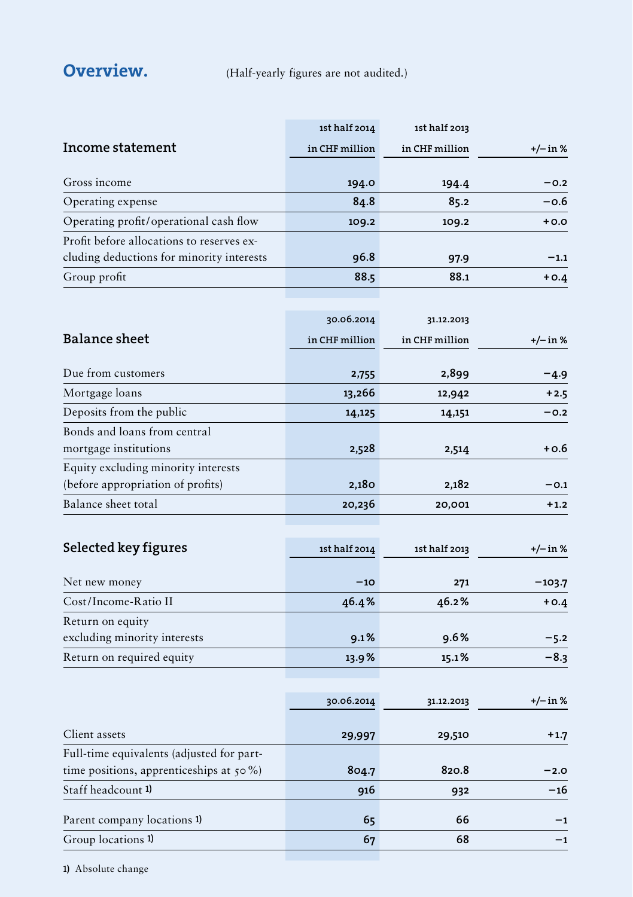# Overview.

(Half-yearly figures are not audited.)

| Income statement | 1st half 2014 in CHF million | 1st half 2013 in CHF million | +/– in % |
|---|---|---|---|
| Gross income | 194.0 | 194.4 | –0.2 |
| Operating expense | 84.8 | 85.2 | –0.6 |
| Operating profit/operational cash flow | 109.2 | 109.2 | +0.0 |
| Profit before allocations to reserves excluding deductions for minority interests | 96.8 | 97.9 | –1.1 |
| Group profit | 88.5 | 88.1 | +0.4 |

| Balance sheet | 30.06.2014 in CHF million | 31.12.2013 in CHF million | +/– in % |
|---|---|---|---|
| Due from customers | 2,755 | 2,899 | –4.9 |
| Mortgage loans | 13,266 | 12,942 | +2.5 |
| Deposits from the public | 14,125 | 14,151 | –0.2 |
| Bonds and loans from central mortgage institutions | 2,528 | 2,514 | +0.6 |
| Equity excluding minority interests (before appropriation of profits) | 2,180 | 2,182 | –0.1 |
| Balance sheet total | 20,236 | 20,001 | +1.2 |

| Selected key figures | 1st half 2014 | 1st half 2013 | +/– in % |
|---|---|---|---|
| Net new money | –10 | 271 | –103.7 |
| Cost/Income-Ratio II | 46.4% | 46.2% | +0.4 |
| Return on equity excluding minority interests | 9.1% | 9.6% | –5.2 |
| Return on required equity | 13.9% | 15.1% | –8.3 |

| | 30.06.2014 | 31.12.2013 | +/– in % |
|---|---|---|---|
| Client assets | 29,997 | 29,510 | +1.7 |
| Full-time equivalents (adjusted for part-time positions, apprenticeships at 50%) | 804.7 | 820.8 | –2.0 |
| Staff headcount 1) | 916 | 932 | –16 |
| Parent company locations 1) | 65 | 66 | –1 |
| Group locations 1) | 67 | 68 | –1 |

1) Absolute change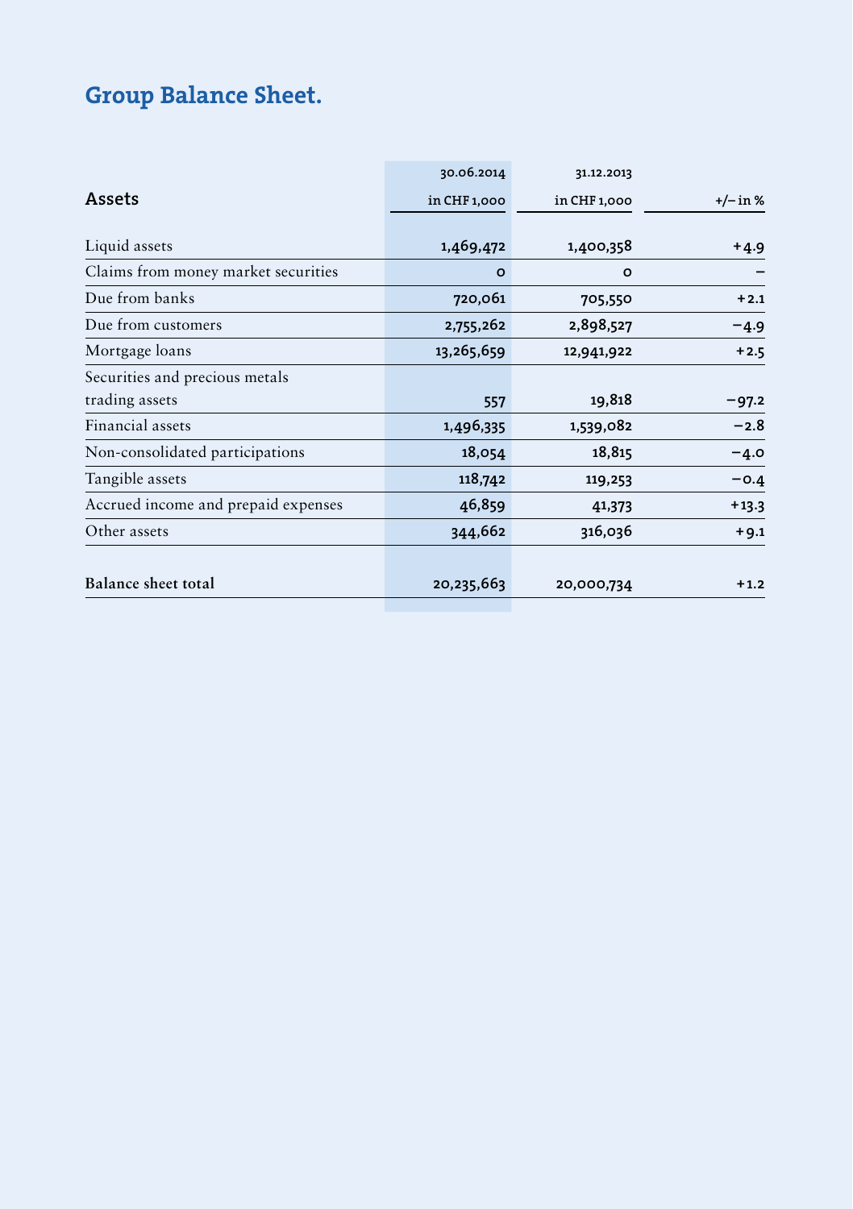# Group Balance Sheet.

| Assets | 30.06.2014 in CHF 1,000 | 31.12.2013 in CHF 1,000 | +/– in % |
|---|---|---|---|
| Liquid assets | 1,469,472 | 1,400,358 | +4.9 |
| Claims from money market securities | 0 | 0 | – |
| Due from banks | 720,061 | 705,550 | +2.1 |
| Due from customers | 2,755,262 | 2,898,527 | −4.9 |
| Mortgage loans | 13,265,659 | 12,941,922 | +2.5 |
| Securities and precious metals trading assets | 557 | 19,818 | −97.2 |
| Financial assets | 1,496,335 | 1,539,082 | −2.8 |
| Non-consolidated participations | 18,054 | 18,815 | −4.0 |
| Tangible assets | 118,742 | 119,253 | −0.4 |
| Accrued income and prepaid expenses | 46,859 | 41,373 | +13.3 |
| Other assets | 344,662 | 316,036 | +9.1 |
| **Balance sheet total** | 20,235,663 | 20,000,734 | +1.2 |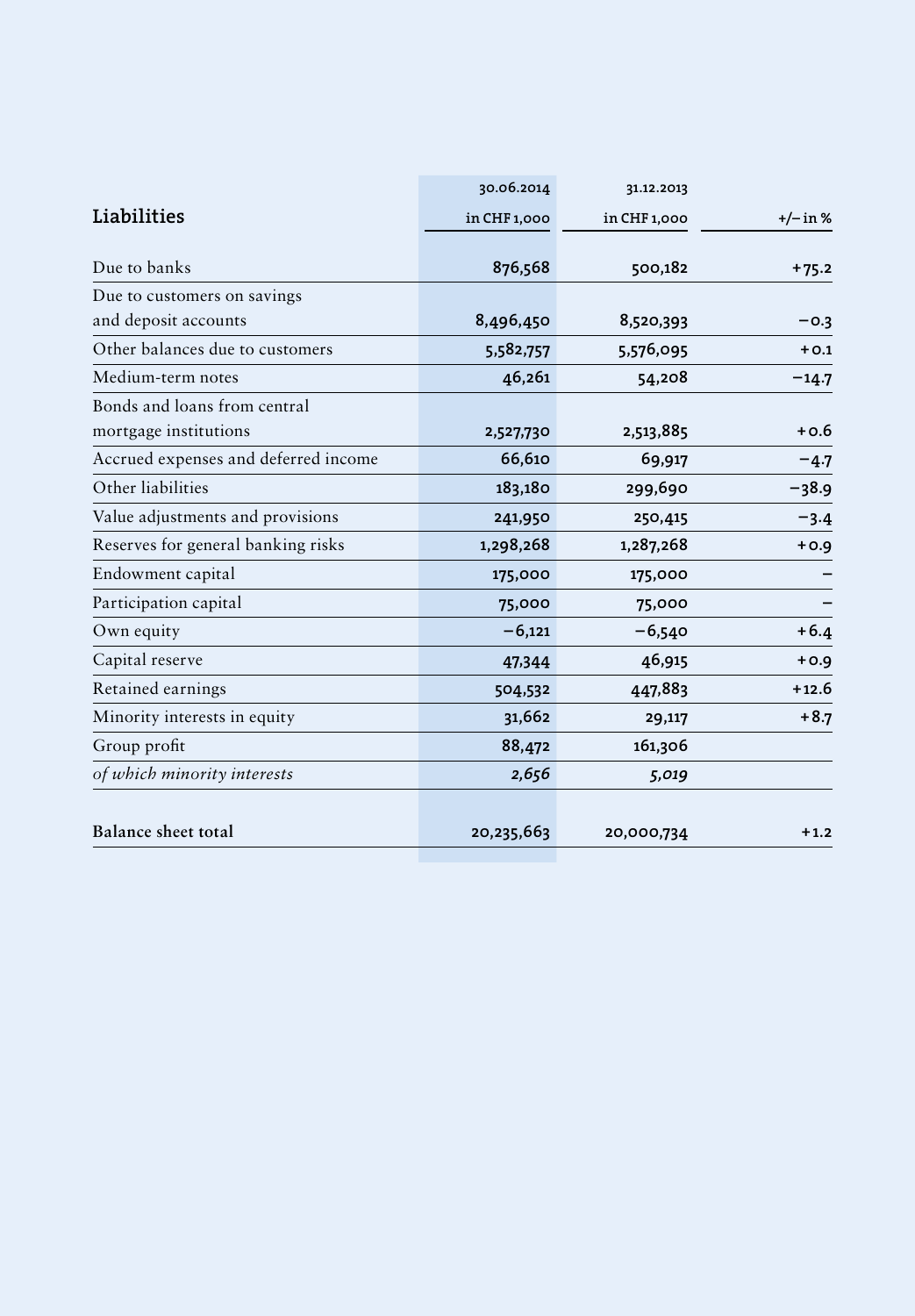| Liabilities | 30.06.2014 in CHF 1,000 | 31.12.2013 in CHF 1,000 | +/– in % |
|---|---|---|---|
| Due to banks | **876,568** | 500,182 | +75.2 |
| Due to customers on savings and deposit accounts | **8,496,450** | 8,520,393 | –0.3 |
| Other balances due to customers | **5,582,757** | 5,576,095 | +0.1 |
| Medium-term notes | **46,261** | 54,208 | –14.7 |
| Bonds and loans from central mortgage institutions | **2,527,730** | 2,513,885 | +0.6 |
| Accrued expenses and deferred income | **66,610** | 69,917 | –4.7 |
| Other liabilities | **183,180** | 299,690 | –38.9 |
| Value adjustments and provisions | **241,950** | 250,415 | –3.4 |
| Reserves for general banking risks | **1,298,268** | 1,287,268 | +0.9 |
| Endowment capital | **175,000** | 175,000 | – |
| Participation capital | **75,000** | 75,000 | – |
| Own equity | **–6,121** | –6,540 | +6.4 |
| Capital reserve | **47,344** | 46,915 | +0.9 |
| Retained earnings | **504,532** | 447,883 | +12.6 |
| Minority interests in equity | **31,662** | 29,117 | +8.7 |
| Group profit | **88,472** | 161,306 | |
| *of which minority interests* | ***2,656*** | *5,019* | |
| **Balance sheet total** | **20,235,663** | 20,000,734 | +1.2 |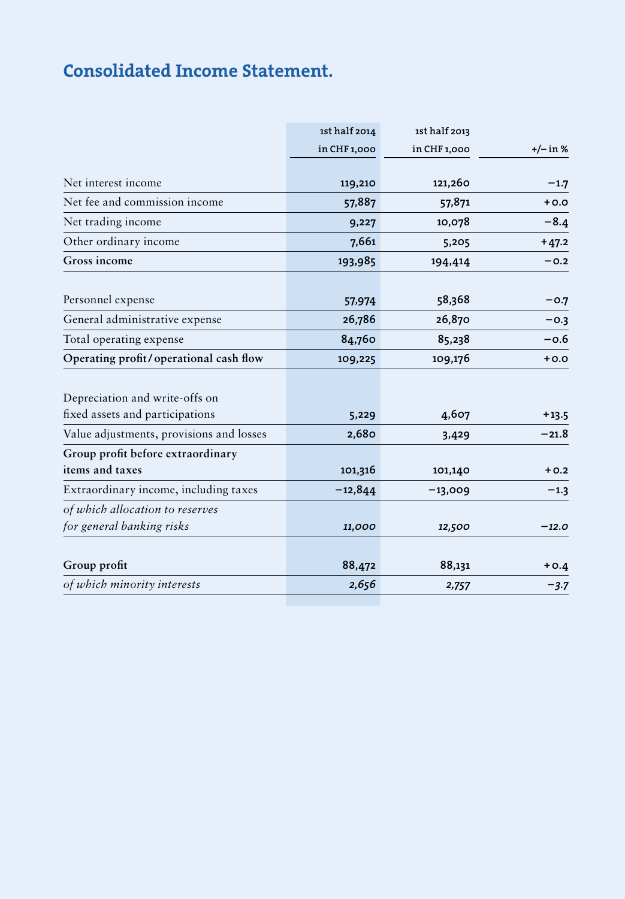# Consolidated Income Statement.

| | 1st half 2014 in CHF 1,000 | 1st half 2013 in CHF 1,000 | +/– in % |
|---|---|---|---|
| Net interest income | 119,210 | 121,260 | −1.7 |
| Net fee and commission income | 57,887 | 57,871 | +0.0 |
| Net trading income | 9,227 | 10,078 | −8.4 |
| Other ordinary income | 7,661 | 5,205 | +47.2 |
| **Gross income** | **193,985** | **194,414** | **−0.2** |
| Personnel expense | 57,974 | 58,368 | −0.7 |
| General administrative expense | 26,786 | 26,870 | −0.3 |
| Total operating expense | 84,760 | 85,238 | −0.6 |
| **Operating profit / operational cash flow** | **109,225** | **109,176** | **+0.0** |
| Depreciation and write-offs on fixed assets and participations | 5,229 | 4,607 | +13.5 |
| Value adjustments, provisions and losses | 2,680 | 3,429 | −21.8 |
| **Group profit before extraordinary items and taxes** | **101,316** | **101,140** | **+0.2** |
| Extraordinary income, including taxes | −12,844 | −13,009 | −1.3 |
| *of which allocation to reserves for general banking risks* | *11,000* | *12,500* | *−12.0* |
| **Group profit** | **88,472** | **88,131** | **+0.4** |
| *of which minority interests* | *2,656* | *2,757* | *−3.7* |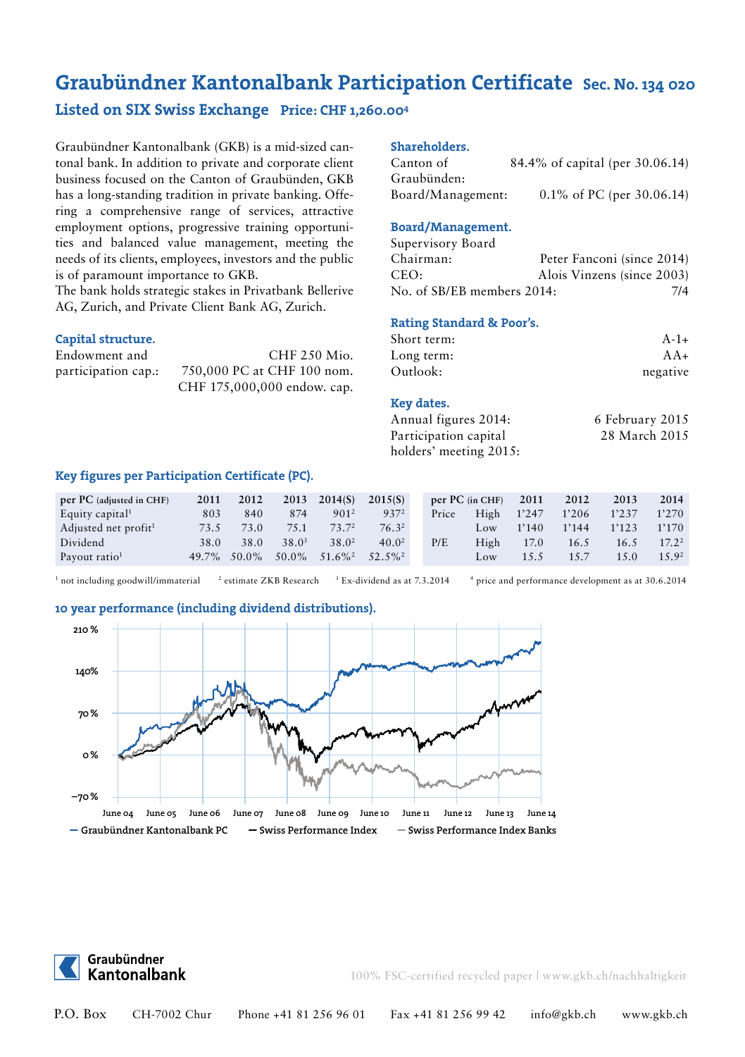# Graubündner Kantonalbank Participation Certificate Sec. No. 134 020

## Listed on SIX Swiss Exchange Price: CHF 1,260.00[4]

Graubündner Kantonalbank (GKB) is a mid-sized cantonal bank. In addition to private and corporate client business focused on the Canton of Graubünden, GKB has a long-standing tradition in private banking. Offering a comprehensive range of services, attractive employment options, progressive training opportunities and balanced value management, meeting the needs of its clients, employees, investors and the public is of paramount importance to GKB.
The bank holds strategic stakes in Privatbank Bellerive AG, Zurich, and Private Client Bank AG, Zurich.

### Capital structure.

| | |
|---|---|
| Endowment and participation cap.: | CHF 250 Mio.<br>750,000 PC at CHF 100 nom.<br>CHF 175,000,000 endow. cap. |

### Shareholders.

| | |
|---|---|
| Canton of Graubünden: | 84.4% of capital (per 30.06.14) |
| Board/Management: | 0.1% of PC (per 30.06.14) |

### Board/Management.

| | |
|---|---|
| Supervisory Board Chairman: | Peter Fanconi (since 2014) |
| CEO: | Alois Vinzens (since 2003) |
| No. of SB/EB members 2014: | 7/4 |

### Rating Standard & Poor's.

| | |
|---|---|
| Short term: | A-1+ |
| Long term: | AA+ |
| Outlook: | negative |

### Key dates.

| | |
|---|---|
| Annual figures 2014: | 6 February 2015 |
| Participation capital holders' meeting 2015: | 28 March 2015 |

### Key figures per Participation Certificate (PC).

| per PC (adjusted in CHF) | 2011 | 2012 | 2013 | 2014(S) | 2015(S) |
|---|---|---|---|---|---|
| Equity capital[1] | 803 | 840 | 874 | 901[2] | 937[2] |
| Adjusted net profit[1] | 73.5 | 73.0 | 75.1 | 73.7[2] | 76.3[2] |
| Dividend | 38.0 | 38.0 | 38.0[3] | 38.0[2] | 40.0[2] |
| Payout ratio[1] | 49.7% | 50.0% | 50.0% | 51.6%[2] | 52.5%[2] |

| per PC (in CHF) | | 2011 | 2012 | 2013 | 2014 |
|---|---|---|---|---|---|
| Price | High | 1'247 | 1'206 | 1'237 | 1'270 |
| | Low | 1'140 | 1'144 | 1'123 | 1'170 |
| P/E | High | 17.0 | 16.5 | 16.5 | 17.2[2] |
| | Low | 15.5 | 15.7 | 15.0 | 15.9[2] |

[1] not including goodwill/immaterial [2] estimate ZKB Research [3] Ex-dividend as at 7.3.2014 [4] price and performance development as at 30.6.2014

### 10 year performance (including dividend distributions).

210 %
140%
70 %
0 %
−70 %
June 04 June 05 June 06 June 07 June 08 June 09 June 10 June 11 June 12 June 13 June 14
— Graubündner Kantonalbank PC — Swiss Performance Index — Swiss Performance Index Banks

Graubündner Kantonalbank

100% FSC-certified recycled paper | www.gkb.ch/nachhaltigkeit

P.O. Box CH-7002 Chur Phone +41 81 256 96 01 Fax +41 81 256 99 42 info@gkb.ch www.gkb.ch